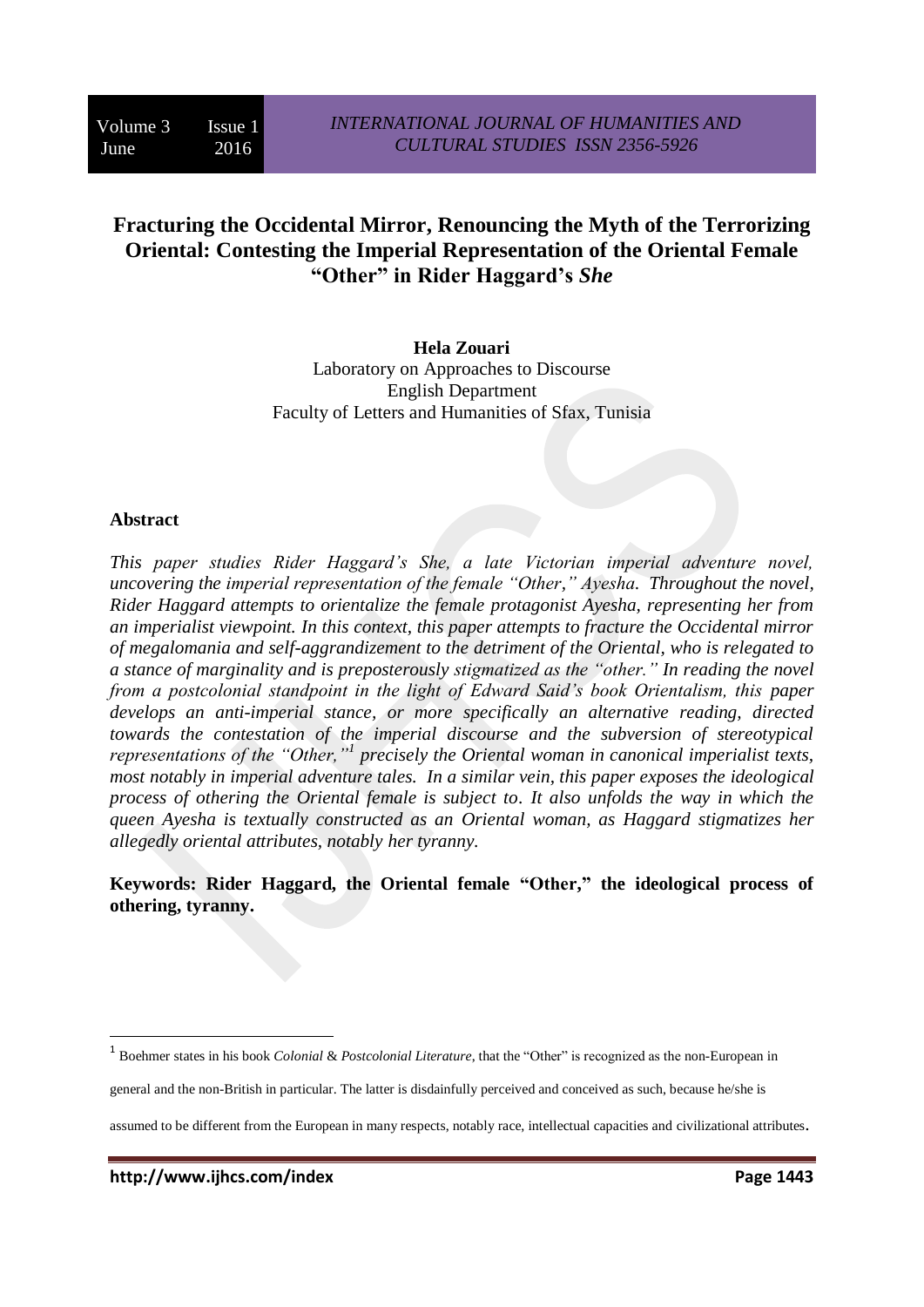# Fracturing the Occidental Mirror, Renouncing the Myth of the Terrorizing Oriental: Contesting the Imperial Representation of the Oriental Female "Other" in Rider Haggard's *She*

**Hela Zouari**
Laboratory on Approaches to Discourse
English Department
Faculty of Letters and Humanities of Sfax, Tunisia

## Abstract

*This paper studies Rider Haggard's She, a late Victorian imperial adventure novel, uncovering the imperial representation of the female "Other," Ayesha. Throughout the novel, Rider Haggard attempts to orientalize the female protagonist Ayesha, representing her from an imperialist viewpoint. In this context, this paper attempts to fracture the Occidental mirror of megalomania and self-aggrandizement to the detriment of the Oriental, who is relegated to a stance of marginality and is preposterously stigmatized as the "other." In reading the novel from a postcolonial standpoint in the light of Edward Said's book Orientalism, this paper develops an anti-imperial stance, or more specifically an alternative reading, directed towards the contestation of the imperial discourse and the subversion of stereotypical representations of the "Other,"[1] precisely the Oriental woman in canonical imperialist texts, most notably in imperial adventure tales. In a similar vein, this paper exposes the ideological process of othering the Oriental female is subject to. It also unfolds the way in which the queen Ayesha is textually constructed as an Oriental woman, as Haggard stigmatizes her allegedly oriental attributes, notably her tyranny.*

**Keywords: Rider Haggard, the Oriental female "Other," the ideological process of othering, tyranny.**

---

[1] Boehmer states in his book *Colonial* & *Postcolonial Literature,* that the "Other" is recognized as the non-European in general and the non-British in particular. The latter is disdainfully perceived and conceived as such, because he/she is assumed to be different from the European in many respects, notably race, intellectual capacities and civilizational attributes.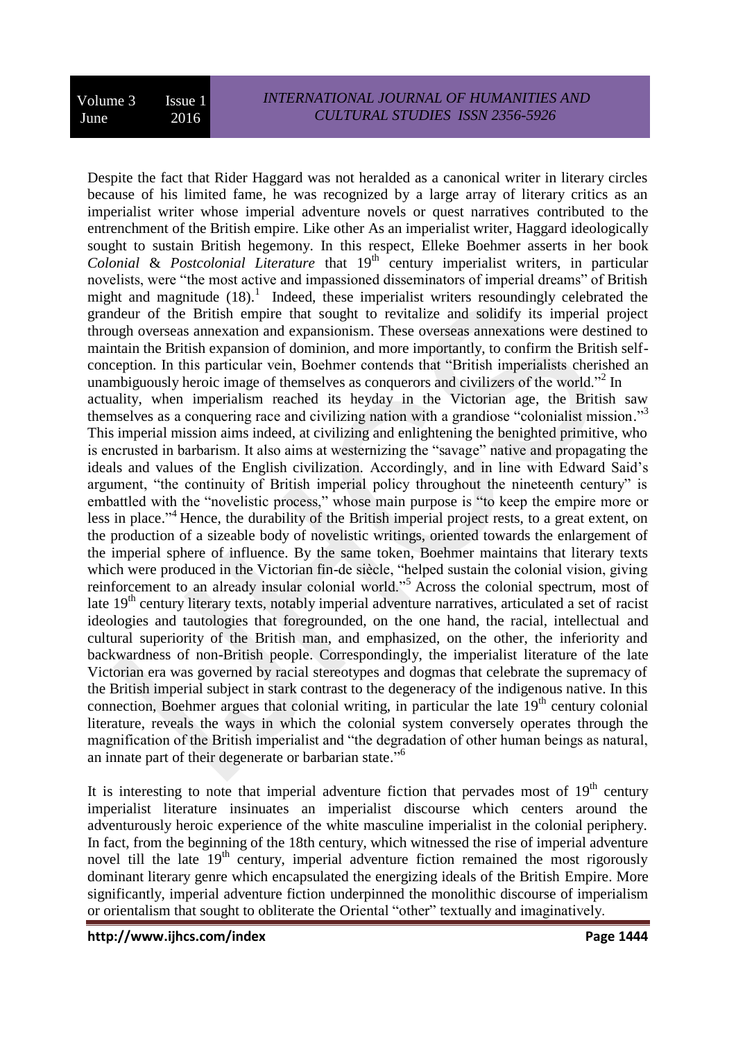Despite the fact that Rider Haggard was not heralded as a canonical writer in literary circles because of his limited fame, he was recognized by a large array of literary critics as an imperialist writer whose imperial adventure novels or quest narratives contributed to the entrenchment of the British empire. Like other As an imperialist writer, Haggard ideologically sought to sustain British hegemony. In this respect, Elleke Boehmer asserts in her book *Colonial* & *Postcolonial Literature* that 19th century imperialist writers, in particular novelists, were "the most active and impassioned disseminators of imperial dreams" of British might and magnitude (18).[1] Indeed, these imperialist writers resoundingly celebrated the grandeur of the British empire that sought to revitalize and solidify its imperial project through overseas annexation and expansionism. These overseas annexations were destined to maintain the British expansion of dominion, and more importantly, to confirm the British self-conception. In this particular vein, Boehmer contends that "British imperialists cherished an unambiguously heroic image of themselves as conquerors and civilizers of the world."[2] In actuality, when imperialism reached its heyday in the Victorian age, the British saw themselves as a conquering race and civilizing nation with a grandiose "colonialist mission."[3] This imperial mission aims indeed, at civilizing and enlightening the benighted primitive, who is encrusted in barbarism. It also aims at westernizing the "savage" native and propagating the ideals and values of the English civilization. Accordingly, and in line with Edward Said's argument, "the continuity of British imperial policy throughout the nineteenth century" is embattled with the "novelistic process," whose main purpose is "to keep the empire more or less in place."[4] Hence, the durability of the British imperial project rests, to a great extent, on the production of a sizeable body of novelistic writings, oriented towards the enlargement of the imperial sphere of influence. By the same token, Boehmer maintains that literary texts which were produced in the Victorian fin-de siècle, "helped sustain the colonial vision, giving reinforcement to an already insular colonial world."[5] Across the colonial spectrum, most of late 19th century literary texts, notably imperial adventure narratives, articulated a set of racist ideologies and tautologies that foregrounded, on the one hand, the racial, intellectual and cultural superiority of the British man, and emphasized, on the other, the inferiority and backwardness of non-British people. Correspondingly, the imperialist literature of the late Victorian era was governed by racial stereotypes and dogmas that celebrate the supremacy of the British imperial subject in stark contrast to the degeneracy of the indigenous native. In this connection, Boehmer argues that colonial writing, in particular the late 19th century colonial literature, reveals the ways in which the colonial system conversely operates through the magnification of the British imperialist and "the degradation of other human beings as natural, an innate part of their degenerate or barbarian state."[6]

It is interesting to note that imperial adventure fiction that pervades most of 19th century imperialist literature insinuates an imperialist discourse which centers around the adventurously heroic experience of the white masculine imperialist in the colonial periphery. In fact, from the beginning of the 18th century, which witnessed the rise of imperial adventure novel till the late 19th century, imperial adventure fiction remained the most rigorously dominant literary genre which encapsulated the energizing ideals of the British Empire. More significantly, imperial adventure fiction underpinned the monolithic discourse of imperialism or orientalism that sought to obliterate the Oriental "other" textually and imaginatively.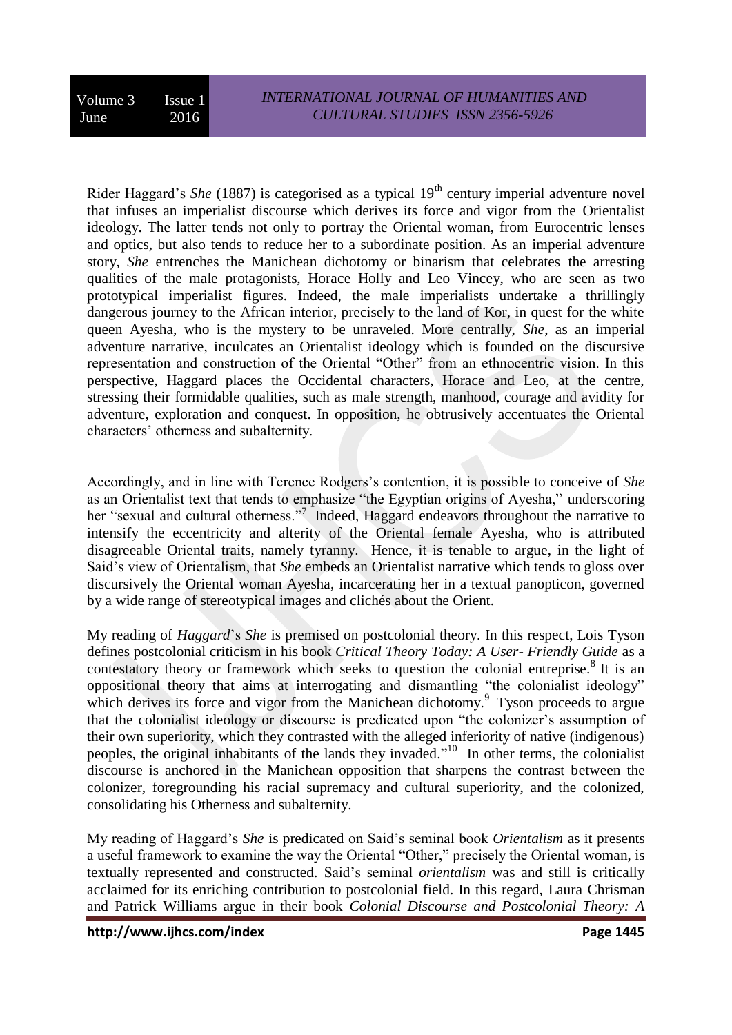Rider Haggard's *She* (1887) is categorised as a typical 19th century imperial adventure novel that infuses an imperialist discourse which derives its force and vigor from the Orientalist ideology. The latter tends not only to portray the Oriental woman, from Eurocentric lenses and optics, but also tends to reduce her to a subordinate position. As an imperial adventure story, *She* entrenches the Manichean dichotomy or binarism that celebrates the arresting qualities of the male protagonists, Horace Holly and Leo Vincey, who are seen as two prototypical imperialist figures. Indeed, the male imperialists undertake a thrillingly dangerous journey to the African interior, precisely to the land of Kor, in quest for the white queen Ayesha, who is the mystery to be unraveled. More centrally, *She*, as an imperial adventure narrative, inculcates an Orientalist ideology which is founded on the discursive representation and construction of the Oriental "Other" from an ethnocentric vision. In this perspective, Haggard places the Occidental characters, Horace and Leo, at the centre, stressing their formidable qualities, such as male strength, manhood, courage and avidity for adventure, exploration and conquest. In opposition, he obtrusively accentuates the Oriental characters' otherness and subalternity.

Accordingly, and in line with Terence Rodgers's contention, it is possible to conceive of *She* as an Orientalist text that tends to emphasize "the Egyptian origins of Ayesha," underscoring her "sexual and cultural otherness."[7] Indeed, Haggard endeavors throughout the narrative to intensify the eccentricity and alterity of the Oriental female Ayesha, who is attributed disagreeable Oriental traits, namely tyranny. Hence, it is tenable to argue, in the light of Said's view of Orientalism, that *She* embeds an Orientalist narrative which tends to gloss over discursively the Oriental woman Ayesha, incarcerating her in a textual panopticon, governed by a wide range of stereotypical images and clichés about the Orient.

My reading of *Haggard*'s *She* is premised on postcolonial theory. In this respect, Lois Tyson defines postcolonial criticism in his book *Critical Theory Today: A User- Friendly Guide* as a contestatory theory or framework which seeks to question the colonial entreprise.[8] It is an oppositional theory that aims at interrogating and dismantling "the colonialist ideology" which derives its force and vigor from the Manichean dichotomy.[9] Tyson proceeds to argue that the colonialist ideology or discourse is predicated upon "the colonizer's assumption of their own superiority, which they contrasted with the alleged inferiority of native (indigenous) peoples, the original inhabitants of the lands they invaded."[10] In other terms, the colonialist discourse is anchored in the Manichean opposition that sharpens the contrast between the colonizer, foregrounding his racial supremacy and cultural superiority, and the colonized, consolidating his Otherness and subalternity.

My reading of Haggard's *She* is predicated on Said's seminal book *Orientalism* as it presents a useful framework to examine the way the Oriental "Other," precisely the Oriental woman, is textually represented and constructed. Said's seminal *orientalism* was and still is critically acclaimed for its enriching contribution to postcolonial field. In this regard, Laura Chrisman and Patrick Williams argue in their book *Colonial Discourse and Postcolonial Theory: A*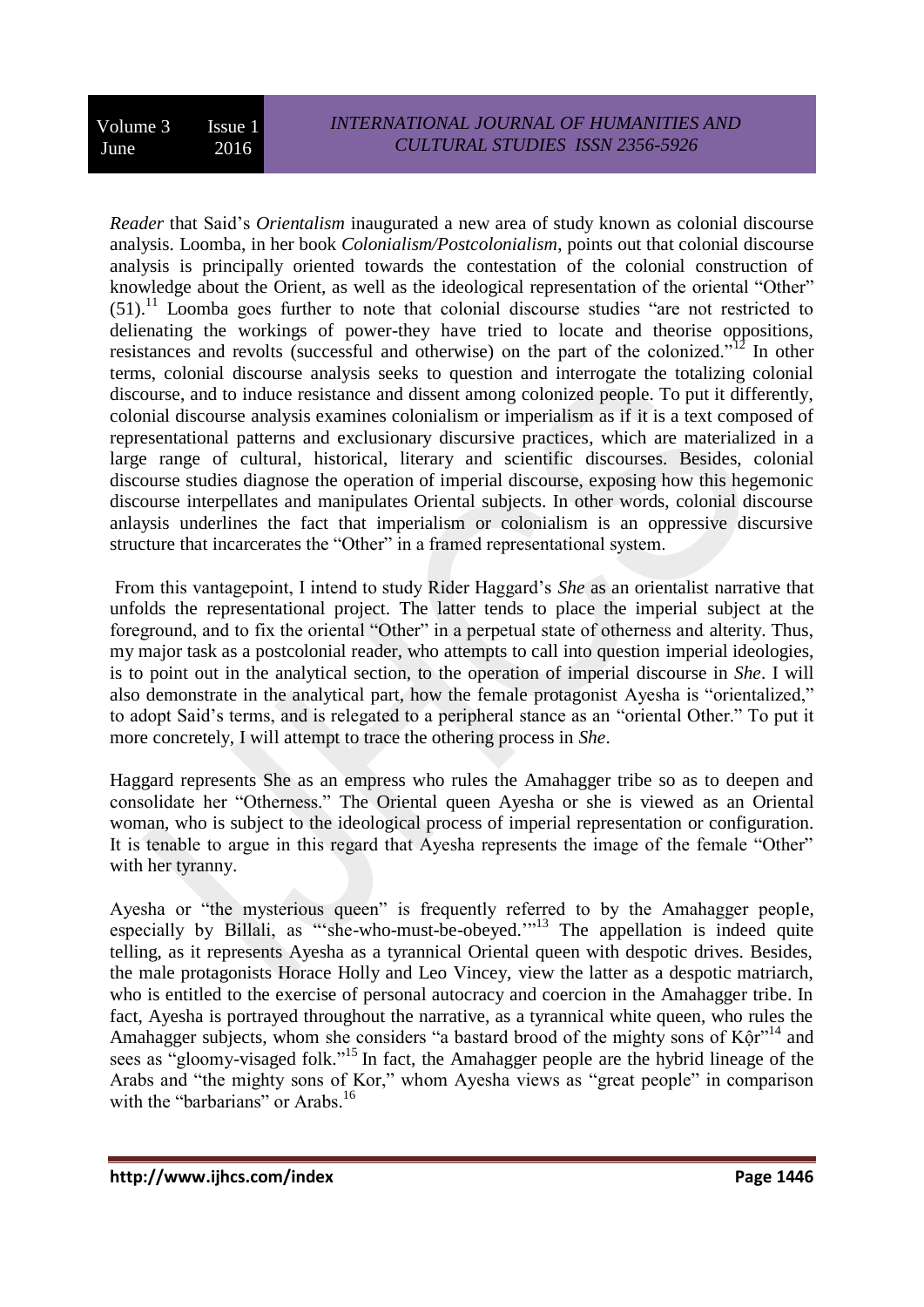*Reader* that Said's *Orientalism* inaugurated a new area of study known as colonial discourse analysis. Loomba, in her book *Colonialism/Postcolonialism*, points out that colonial discourse analysis is principally oriented towards the contestation of the colonial construction of knowledge about the Orient, as well as the ideological representation of the oriental "Other" (51).[11] Loomba goes further to note that colonial discourse studies "are not restricted to delienating the workings of power-they have tried to locate and theorise oppositions, resistances and revolts (successful and otherwise) on the part of the colonized."[12] In other terms, colonial discourse analysis seeks to question and interrogate the totalizing colonial discourse, and to induce resistance and dissent among colonized people. To put it differently, colonial discourse analysis examines colonialism or imperialism as if it is a text composed of representational patterns and exclusionary discursive practices, which are materialized in a large range of cultural, historical, literary and scientific discourses. Besides, colonial discourse studies diagnose the operation of imperial discourse, exposing how this hegemonic discourse interpellates and manipulates Oriental subjects. In other words, colonial discourse anlaysis underlines the fact that imperialism or colonialism is an oppressive discursive structure that incarcerates the "Other" in a framed representational system.

From this vantagepoint, I intend to study Rider Haggard's *She* as an orientalist narrative that unfolds the representational project. The latter tends to place the imperial subject at the foreground, and to fix the oriental "Other" in a perpetual state of otherness and alterity. Thus, my major task as a postcolonial reader, who attempts to call into question imperial ideologies, is to point out in the analytical section, to the operation of imperial discourse in *She*. I will also demonstrate in the analytical part, how the female protagonist Ayesha is "orientalized," to adopt Said's terms, and is relegated to a peripheral stance as an "oriental Other." To put it more concretely, I will attempt to trace the othering process in *She*.

Haggard represents She as an empress who rules the Amahagger tribe so as to deepen and consolidate her "Otherness." The Oriental queen Ayesha or she is viewed as an Oriental woman, who is subject to the ideological process of imperial representation or configuration. It is tenable to argue in this regard that Ayesha represents the image of the female "Other" with her tyranny.

Ayesha or "the mysterious queen" is frequently referred to by the Amahagger people, especially by Billali, as "'she-who-must-be-obeyed.'"[13] The appellation is indeed quite telling, as it represents Ayesha as a tyrannical Oriental queen with despotic drives. Besides, the male protagonists Horace Holly and Leo Vincey, view the latter as a despotic matriarch, who is entitled to the exercise of personal autocracy and coercion in the Amahagger tribe. In fact, Ayesha is portrayed throughout the narrative, as a tyrannical white queen, who rules the Amahagger subjects, whom she considers "a bastard brood of the mighty sons of Kôr"[14] and sees as "gloomy-visaged folk."[15] In fact, the Amahagger people are the hybrid lineage of the Arabs and "the mighty sons of Kor," whom Ayesha views as "great people" in comparison with the "barbarians" or Arabs.[16]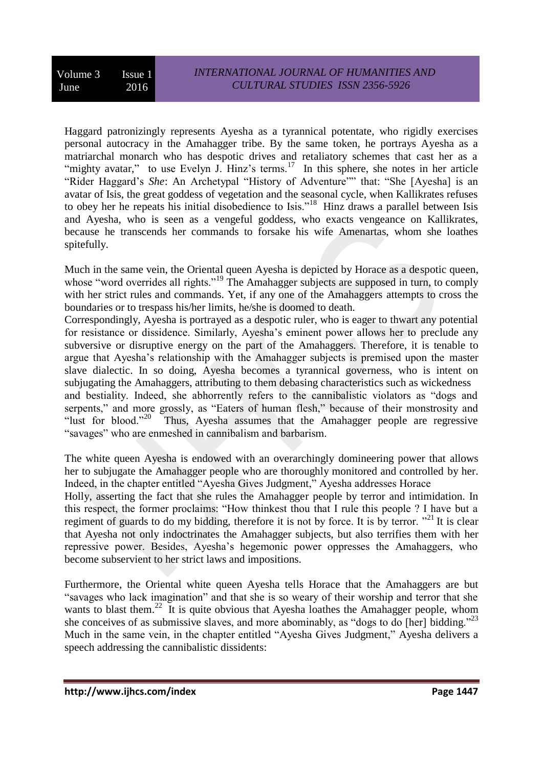Haggard patronizingly represents Ayesha as a tyrannical potentate, who rigidly exercises personal autocracy in the Amahagger tribe. By the same token, he portrays Ayesha as a matriarchal monarch who has despotic drives and retaliatory schemes that cast her as a "mighty avatar," to use Evelyn J. Hinz's terms.[17] In this sphere, she notes in her article "Rider Haggard's *She*: An Archetypal "History of Adventure"" that: "She [Ayesha] is an avatar of Isis, the great goddess of vegetation and the seasonal cycle, when Kallikrates refuses to obey her he repeats his initial disobedience to Isis."[18] Hinz draws a parallel between Isis and Ayesha, who is seen as a vengeful goddess, who exacts vengeance on Kallikrates, because he transcends her commands to forsake his wife Amenartas, whom she loathes spitefully.

Much in the same vein, the Oriental queen Ayesha is depicted by Horace as a despotic queen, whose "word overrides all rights."[19] The Amahagger subjects are supposed in turn, to comply with her strict rules and commands. Yet, if any one of the Amahaggers attempts to cross the boundaries or to trespass his/her limits, he/she is doomed to death.
Correspondingly, Ayesha is portrayed as a despotic ruler, who is eager to thwart any potential for resistance or dissidence. Similarly, Ayesha's eminent power allows her to preclude any subversive or disruptive energy on the part of the Amahaggers. Therefore, it is tenable to argue that Ayesha's relationship with the Amahagger subjects is premised upon the master slave dialectic. In so doing, Ayesha becomes a tyrannical governess, who is intent on subjugating the Amahaggers, attributing to them debasing characteristics such as wickedness and bestiality. Indeed, she abhorrently refers to the cannibalistic violators as "dogs and serpents," and more grossly, as "Eaters of human flesh," because of their monstrosity and "lust for blood."[20] Thus, Ayesha assumes that the Amahagger people are regressive "savages" who are enmeshed in cannibalism and barbarism.

The white queen Ayesha is endowed with an overarchingly domineering power that allows her to subjugate the Amahagger people who are thoroughly monitored and controlled by her. Indeed, in the chapter entitled "Ayesha Gives Judgment," Ayesha addresses Horace Holly, asserting the fact that she rules the Amahagger people by terror and intimidation. In this respect, the former proclaims: "How thinkest thou that I rule this people ? I have but a regiment of guards to do my bidding, therefore it is not by force. It is by terror. "[21] It is clear that Ayesha not only indoctrinates the Amahagger subjects, but also terrifies them with her repressive power. Besides, Ayesha's hegemonic power oppresses the Amahaggers, who become subservient to her strict laws and impositions.

Furthermore, the Oriental white queen Ayesha tells Horace that the Amahaggers are but "savages who lack imagination" and that she is so weary of their worship and terror that she wants to blast them.[22] It is quite obvious that Ayesha loathes the Amahagger people, whom she conceives of as submissive slaves, and more abominably, as "dogs to do [her] bidding."[23] Much in the same vein, in the chapter entitled "Ayesha Gives Judgment," Ayesha delivers a speech addressing the cannibalistic dissidents: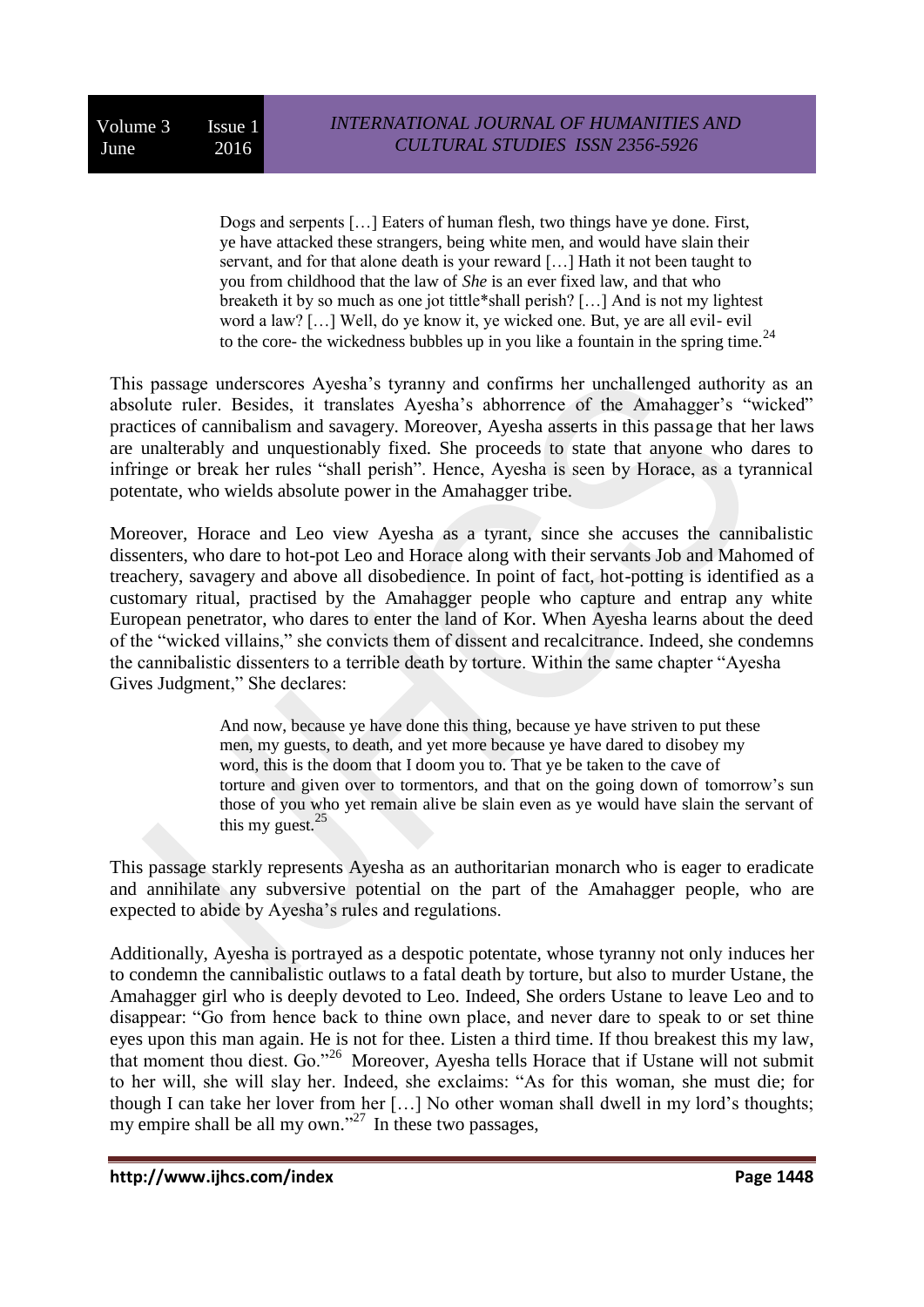> Dogs and serpents […] Eaters of human flesh, two things have ye done. First, ye have attacked these strangers, being white men, and would have slain their servant, and for that alone death is your reward […] Hath it not been taught to you from childhood that the law of *She* is an ever fixed law, and that who breaketh it by so much as one jot tittle*shall perish? […] And is not my lightest word a law? […] Well, do ye know it, ye wicked one. But, ye are all evil- evil to the core- the wickedness bubbles up in you like a fountain in the spring time.[24]

This passage underscores Ayesha's tyranny and confirms her unchallenged authority as an absolute ruler. Besides, it translates Ayesha's abhorrence of the Amahagger's "wicked" practices of cannibalism and savagery. Moreover, Ayesha asserts in this passage that her laws are unalterably and unquestionably fixed. She proceeds to state that anyone who dares to infringe or break her rules "shall perish". Hence, Ayesha is seen by Horace, as a tyrannical potentate, who wields absolute power in the Amahagger tribe.

Moreover, Horace and Leo view Ayesha as a tyrant, since she accuses the cannibalistic dissenters, who dare to hot-pot Leo and Horace along with their servants Job and Mahomed of treachery, savagery and above all disobedience. In point of fact, hot-potting is identified as a customary ritual, practised by the Amahagger people who capture and entrap any white European penetrator, who dares to enter the land of Kor. When Ayesha learns about the deed of the "wicked villains," she convicts them of dissent and recalcitrance. Indeed, she condemns the cannibalistic dissenters to a terrible death by torture. Within the same chapter "Ayesha Gives Judgment," She declares:

> And now, because ye have done this thing, because ye have striven to put these men, my guests, to death, and yet more because ye have dared to disobey my word, this is the doom that I doom you to. That ye be taken to the cave of torture and given over to tormentors, and that on the going down of tomorrow's sun those of you who yet remain alive be slain even as ye would have slain the servant of this my guest.[25]

This passage starkly represents Ayesha as an authoritarian monarch who is eager to eradicate and annihilate any subversive potential on the part of the Amahagger people, who are expected to abide by Ayesha's rules and regulations.

Additionally, Ayesha is portrayed as a despotic potentate, whose tyranny not only induces her to condemn the cannibalistic outlaws to a fatal death by torture, but also to murder Ustane, the Amahagger girl who is deeply devoted to Leo. Indeed, She orders Ustane to leave Leo and to disappear: "Go from hence back to thine own place, and never dare to speak to or set thine eyes upon this man again. He is not for thee. Listen a third time. If thou breakest this my law, that moment thou diest. Go."[26] Moreover, Ayesha tells Horace that if Ustane will not submit to her will, she will slay her. Indeed, she exclaims: "As for this woman, she must die; for though I can take her lover from her […] No other woman shall dwell in my lord's thoughts; my empire shall be all my own."[27] In these two passages,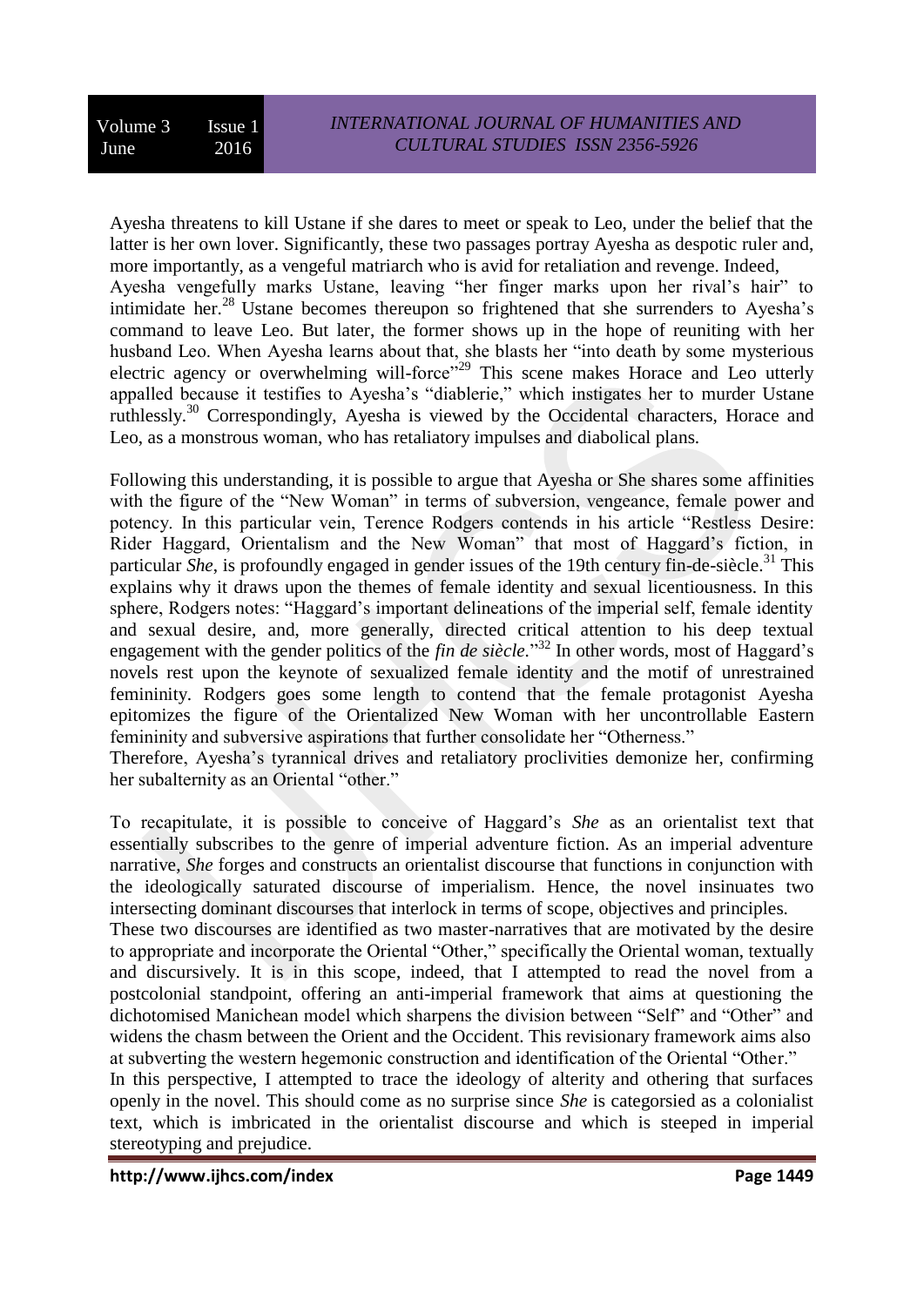Ayesha threatens to kill Ustane if she dares to meet or speak to Leo, under the belief that the latter is her own lover. Significantly, these two passages portray Ayesha as despotic ruler and, more importantly, as a vengeful matriarch who is avid for retaliation and revenge. Indeed, Ayesha vengefully marks Ustane, leaving "her finger marks upon her rival's hair" to intimidate her.[28] Ustane becomes thereupon so frightened that she surrenders to Ayesha's command to leave Leo. But later, the former shows up in the hope of reuniting with her husband Leo. When Ayesha learns about that, she blasts her "into death by some mysterious electric agency or overwhelming will-force"[29] This scene makes Horace and Leo utterly appalled because it testifies to Ayesha's "diablerie," which instigates her to murder Ustane ruthlessly.[30] Correspondingly, Ayesha is viewed by the Occidental characters, Horace and Leo, as a monstrous woman, who has retaliatory impulses and diabolical plans.

Following this understanding, it is possible to argue that Ayesha or She shares some affinities with the figure of the "New Woman" in terms of subversion, vengeance, female power and potency. In this particular vein, Terence Rodgers contends in his article "Restless Desire: Rider Haggard, Orientalism and the New Woman" that most of Haggard's fiction, in particular *She*, is profoundly engaged in gender issues of the 19th century fin-de-siècle.[31] This explains why it draws upon the themes of female identity and sexual licentiousness. In this sphere, Rodgers notes: "Haggard's important delineations of the imperial self, female identity and sexual desire, and, more generally, directed critical attention to his deep textual engagement with the gender politics of the *fin de siècle*."[32] In other words, most of Haggard's novels rest upon the keynote of sexualized female identity and the motif of unrestrained femininity. Rodgers goes some length to contend that the female protagonist Ayesha epitomizes the figure of the Orientalized New Woman with her uncontrollable Eastern femininity and subversive aspirations that further consolidate her "Otherness."

Therefore, Ayesha's tyrannical drives and retaliatory proclivities demonize her, confirming her subalternity as an Oriental "other."

To recapitulate, it is possible to conceive of Haggard's *She* as an orientalist text that essentially subscribes to the genre of imperial adventure fiction. As an imperial adventure narrative, *She* forges and constructs an orientalist discourse that functions in conjunction with the ideologically saturated discourse of imperialism. Hence, the novel insinuates two intersecting dominant discourses that interlock in terms of scope, objectives and principles.

These two discourses are identified as two master-narratives that are motivated by the desire to appropriate and incorporate the Oriental "Other," specifically the Oriental woman, textually and discursively. It is in this scope, indeed, that I attempted to read the novel from a postcolonial standpoint, offering an anti-imperial framework that aims at questioning the dichotomised Manichean model which sharpens the division between "Self" and "Other" and widens the chasm between the Orient and the Occident. This revisionary framework aims also at subverting the western hegemonic construction and identification of the Oriental "Other."

In this perspective, I attempted to trace the ideology of alterity and othering that surfaces openly in the novel. This should come as no surprise since *She* is categorsied as a colonialist text, which is imbricated in the orientalist discourse and which is steeped in imperial stereotyping and prejudice.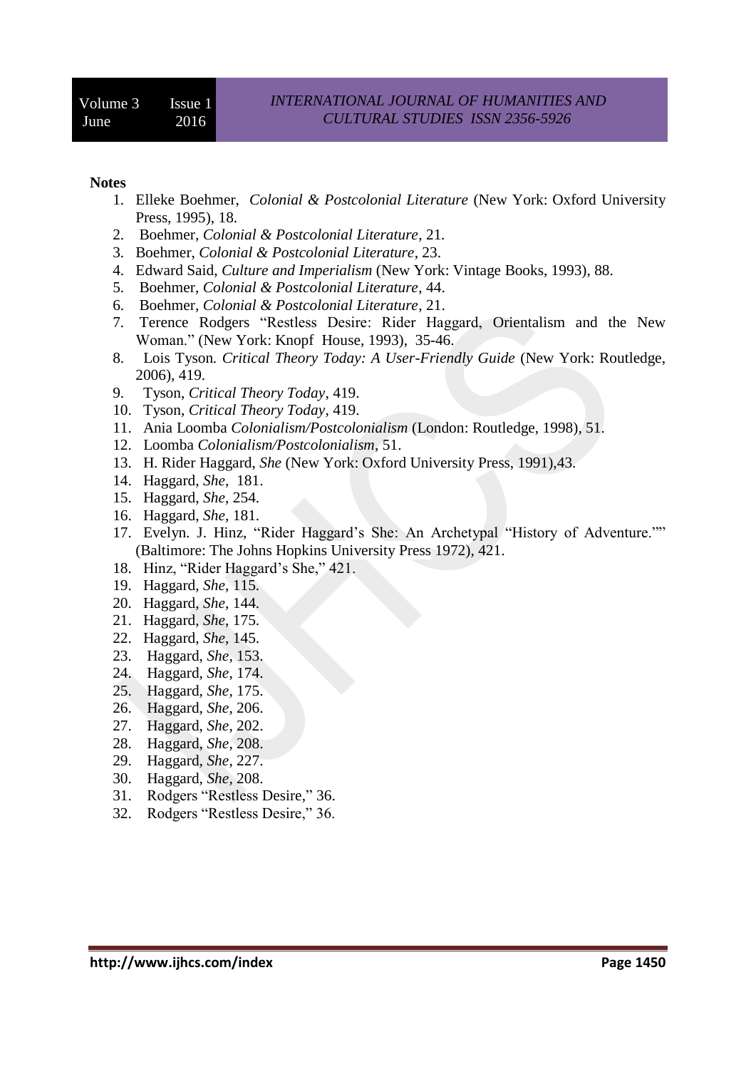**Notes**

1. Elleke Boehmer, *Colonial & Postcolonial Literature* (New York: Oxford University Press, 1995), 18.
2. Boehmer, *Colonial & Postcolonial Literature*, 21.
3. Boehmer, *Colonial & Postcolonial Literature*, 23.
4. Edward Said, *Culture and Imperialism* (New York: Vintage Books, 1993), 88.
5. Boehmer, *Colonial & Postcolonial Literature*, 44.
6. Boehmer, *Colonial & Postcolonial Literature*, 21.
7. Terence Rodgers "Restless Desire: Rider Haggard, Orientalism and the New Woman." (New York: Knopf House, 1993), 35-46.
8. Lois Tyson. *Critical Theory Today: A User-Friendly Guide* (New York: Routledge, 2006), 419.
9. Tyson, *Critical Theory Today*, 419.
10. Tyson, *Critical Theory Today*, 419.
11. Ania Loomba *Colonialism/Postcolonialism* (London: Routledge, 1998), 51.
12. Loomba *Colonialism/Postcolonialism*, 51.
13. H. Rider Haggard, *She* (New York: Oxford University Press, 1991),43.
14. Haggard, *She*, 181.
15. Haggard, *She*, 254.
16. Haggard, *She*, 181.
17. Evelyn. J. Hinz, "Rider Haggard's She: An Archetypal "History of Adventure."" (Baltimore: The Johns Hopkins University Press 1972), 421.
18. Hinz, "Rider Haggard's She," 421.
19. Haggard, *She*, 115.
20. Haggard, *She*, 144.
21. Haggard, *She*, 175.
22. Haggard, *She*, 145.
23. Haggard, *She*, 153.
24. Haggard, *She*, 174.
25. Haggard, *She*, 175.
26. Haggard, *She*, 206.
27. Haggard, *She*, 202.
28. Haggard, *She*, 208.
29. Haggard, *She*, 227.
30. Haggard, *She*, 208.
31. Rodgers "Restless Desire," 36.
32. Rodgers "Restless Desire," 36.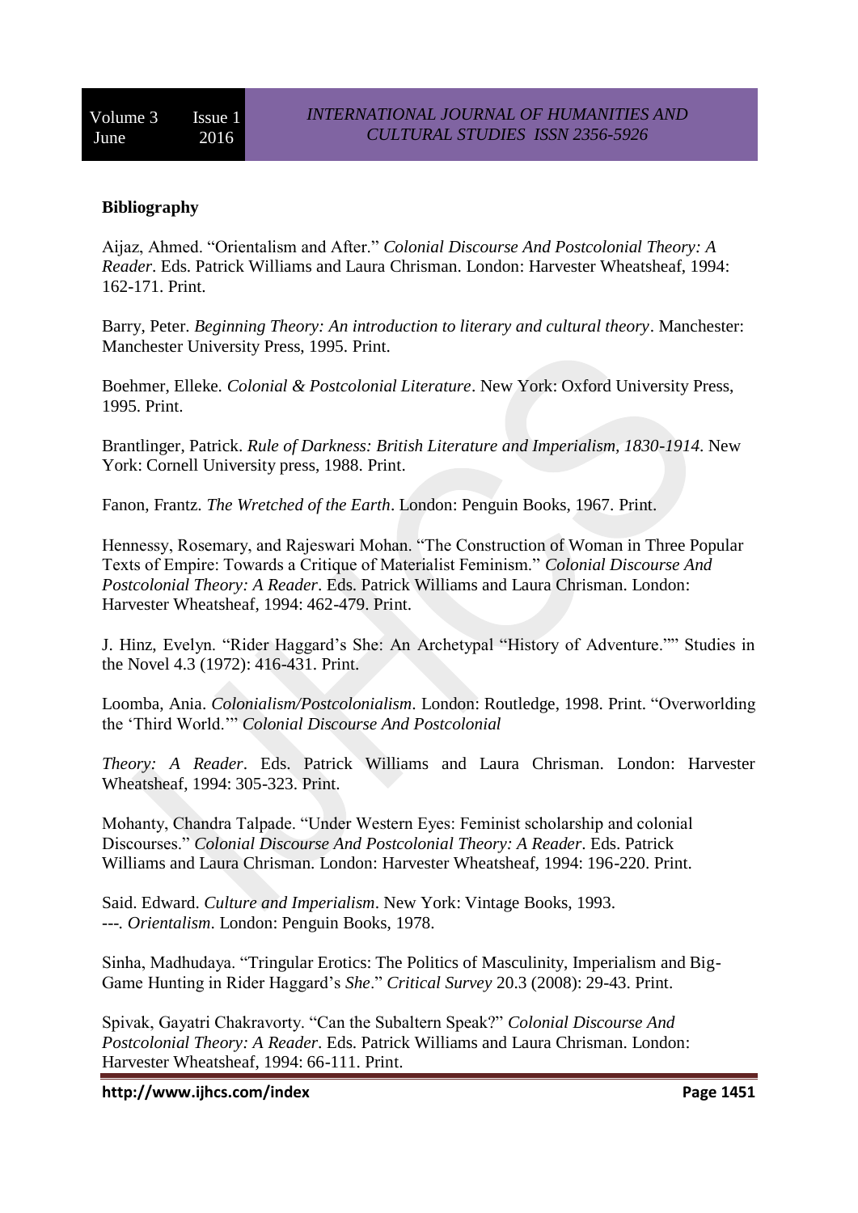**Bibliography**

Aijaz, Ahmed. "Orientalism and After." *Colonial Discourse And Postcolonial Theory: A Reader*. Eds. Patrick Williams and Laura Chrisman. London: Harvester Wheatsheaf, 1994: 162-171. Print.

Barry, Peter. *Beginning Theory: An introduction to literary and cultural theory*. Manchester: Manchester University Press, 1995. Print.

Boehmer, Elleke. *Colonial & Postcolonial Literature*. New York: Oxford University Press, 1995. Print.

Brantlinger, Patrick. *Rule of Darkness: British Literature and Imperialism, 1830-1914*. New York: Cornell University press, 1988. Print.

Fanon, Frantz. *The Wretched of the Earth*. London: Penguin Books, 1967. Print.

Hennessy, Rosemary, and Rajeswari Mohan. "The Construction of Woman in Three Popular Texts of Empire: Towards a Critique of Materialist Feminism." *Colonial Discourse And Postcolonial Theory: A Reader*. Eds. Patrick Williams and Laura Chrisman. London: Harvester Wheatsheaf, 1994: 462-479. Print.

J. Hinz, Evelyn. "Rider Haggard's She: An Archetypal "History of Adventure."" Studies in the Novel 4.3 (1972): 416-431. Print.

Loomba, Ania. *Colonialism/Postcolonialism*. London: Routledge, 1998. Print. "Overworlding the 'Third World.'" *Colonial Discourse And Postcolonial Theory: A Reader*. Eds. Patrick Williams and Laura Chrisman. London: Harvester Wheatsheaf, 1994: 305-323. Print.

Mohanty, Chandra Talpade. "Under Western Eyes: Feminist scholarship and colonial Discourses." *Colonial Discourse And Postcolonial Theory: A Reader*. Eds. Patrick Williams and Laura Chrisman. London: Harvester Wheatsheaf, 1994: 196-220. Print.

Said. Edward. *Culture and Imperialism*. New York: Vintage Books, 1993.
---. *Orientalism*. London: Penguin Books, 1978.

Sinha, Madhudaya. "Tringular Erotics: The Politics of Masculinity, Imperialism and Big-Game Hunting in Rider Haggard's *She*." *Critical Survey* 20.3 (2008): 29-43. Print.

Spivak, Gayatri Chakravorty. "Can the Subaltern Speak?" *Colonial Discourse And Postcolonial Theory: A Reader*. Eds. Patrick Williams and Laura Chrisman. London: Harvester Wheatsheaf, 1994: 66-111. Print.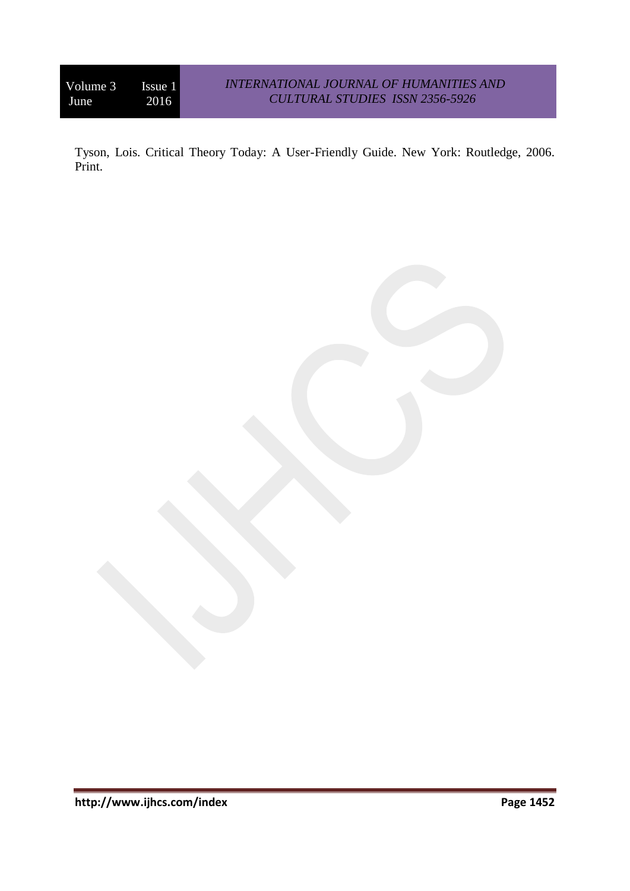Tyson, Lois. Critical Theory Today: A User-Friendly Guide. New York: Routledge, 2006. Print.